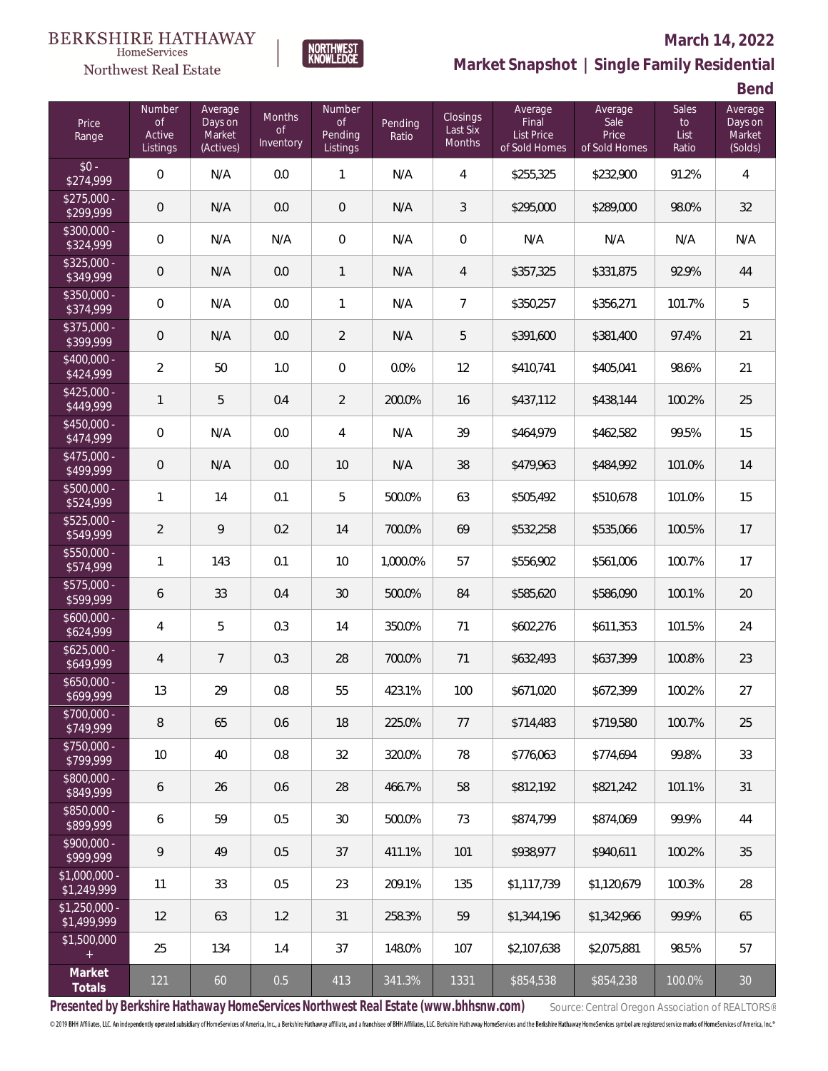BERKSHIRE HATHAWAY HomeServices Northwest Real Estate

NORTHWEST KNOWLEDGE

## March 14, 2022

## Market Snapshot | Single Family Residential

## Bend

| Price Range | Number of Active Listings | Average Days on Market (Actives) | Months of Inventory | Number of Pending Listings | Pending Ratio | Closings Last Six Months | Average Final List Price of Sold Homes | Average Sale Price of Sold Homes | Sales to List Ratio | Average Days on Market (Solds) |
|---|---|---|---|---|---|---|---|---|---|---|
| $0 - $274,999 | 0 | N/A | 0.0 | 1 | N/A | 4 | $255,325 | $232,900 | 91.2% | 4 |
| $275,000 - $299,999 | 0 | N/A | 0.0 | 0 | N/A | 3 | $295,000 | $289,000 | 98.0% | 32 |
| $300,000 - $324,999 | 0 | N/A | N/A | 0 | N/A | 0 | N/A | N/A | N/A | N/A |
| $325,000 - $349,999 | 0 | N/A | 0.0 | 1 | N/A | 4 | $357,325 | $331,875 | 92.9% | 44 |
| $350,000 - $374,999 | 0 | N/A | 0.0 | 1 | N/A | 7 | $350,257 | $356,271 | 101.7% | 5 |
| $375,000 - $399,999 | 0 | N/A | 0.0 | 2 | N/A | 5 | $391,600 | $381,400 | 97.4% | 21 |
| $400,000 - $424,999 | 2 | 50 | 1.0 | 0 | 0.0% | 12 | $410,741 | $405,041 | 98.6% | 21 |
| $425,000 - $449,999 | 1 | 5 | 0.4 | 2 | 200.0% | 16 | $437,112 | $438,144 | 100.2% | 25 |
| $450,000 - $474,999 | 0 | N/A | 0.0 | 4 | N/A | 39 | $464,979 | $462,582 | 99.5% | 15 |
| $475,000 - $499,999 | 0 | N/A | 0.0 | 10 | N/A | 38 | $479,963 | $484,992 | 101.0% | 14 |
| $500,000 - $524,999 | 1 | 14 | 0.1 | 5 | 500.0% | 63 | $505,492 | $510,678 | 101.0% | 15 |
| $525,000 - $549,999 | 2 | 9 | 0.2 | 14 | 700.0% | 69 | $532,258 | $535,066 | 100.5% | 17 |
| $550,000 - $574,999 | 1 | 143 | 0.1 | 10 | 1,000.0% | 57 | $556,902 | $561,006 | 100.7% | 17 |
| $575,000 - $599,999 | 6 | 33 | 0.4 | 30 | 500.0% | 84 | $585,620 | $586,090 | 100.1% | 20 |
| $600,000 - $624,999 | 4 | 5 | 0.3 | 14 | 350.0% | 71 | $602,276 | $611,353 | 101.5% | 24 |
| $625,000 - $649,999 | 4 | 7 | 0.3 | 28 | 700.0% | 71 | $632,493 | $637,399 | 100.8% | 23 |
| $650,000 - $699,999 | 13 | 29 | 0.8 | 55 | 423.1% | 100 | $671,020 | $672,399 | 100.2% | 27 |
| $700,000 - $749,999 | 8 | 65 | 0.6 | 18 | 225.0% | 77 | $714,483 | $719,580 | 100.7% | 25 |
| $750,000 - $799,999 | 10 | 40 | 0.8 | 32 | 320.0% | 78 | $776,063 | $774,694 | 99.8% | 33 |
| $800,000 - $849,999 | 6 | 26 | 0.6 | 28 | 466.7% | 58 | $812,192 | $821,242 | 101.1% | 31 |
| $850,000 - $899,999 | 6 | 59 | 0.5 | 30 | 500.0% | 73 | $874,799 | $874,069 | 99.9% | 44 |
| $900,000 - $999,999 | 9 | 49 | 0.5 | 37 | 411.1% | 101 | $938,977 | $940,611 | 100.2% | 35 |
| $1,000,000 - $1,249,999 | 11 | 33 | 0.5 | 23 | 209.1% | 135 | $1,117,739 | $1,120,679 | 100.3% | 28 |
| $1,250,000 - $1,499,999 | 12 | 63 | 1.2 | 31 | 258.3% | 59 | $1,344,196 | $1,342,966 | 99.9% | 65 |
| $1,500,000 + | 25 | 134 | 1.4 | 37 | 148.0% | 107 | $2,107,638 | $2,075,881 | 98.5% | 57 |
| **Market Totals** | 121 | 60 | 0.5 | 413 | 341.3% | 1331 | $854,538 | $854,238 | 100.0% | 30 |

**Presented by Berkshire Hathaway HomeServices Northwest Real Estate (www.bhhsnw.com)**

Source: Central Oregon Association of REALTORS®

© 2019 BHH Affiliates, LLC. An independently operated subsidiary of HomeServices of America, Inc., a Berkshire Hathaway affiliate, and a franchisee of BHH Affiliates, LLC. Berkshire Hathaway HomeServices and the Berkshire Hathaway HomeServices symbol are registered service marks of HomeServices of America, Inc.®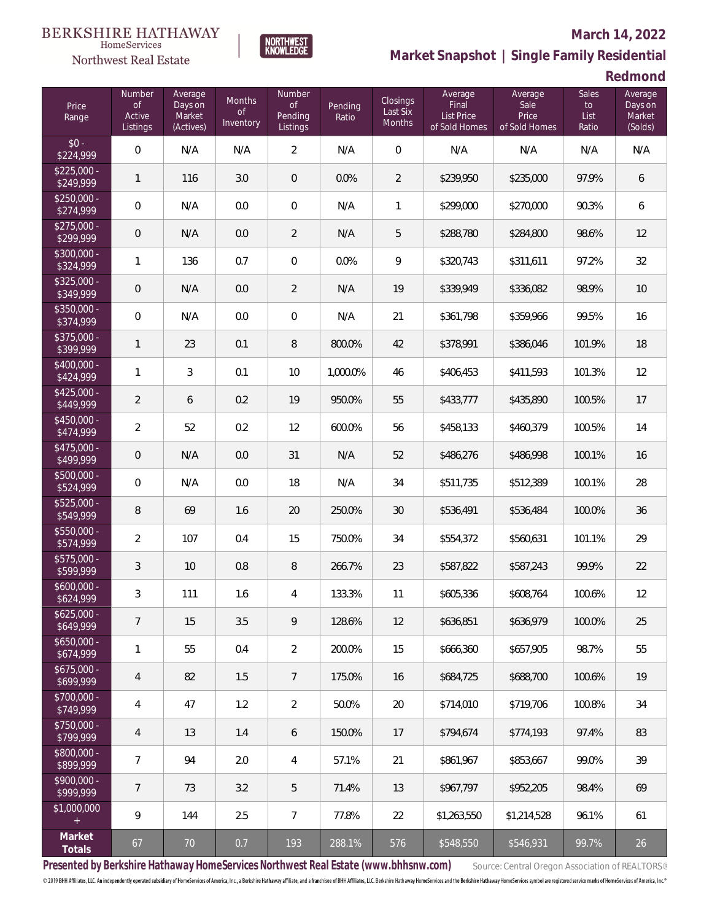BERKSHIRE HATHAWAY HomeServices Northwest Real Estate

NORTHWEST KNOWLEDGE

**March 14, 2022**

**Market Snapshot | Single Family Residential**

**Redmond**

| Price Range | Number of Active Listings | Average Days on Market (Actives) | Months of Inventory | Number of Pending Listings | Pending Ratio | Closings Last Six Months | Average Final List Price of Sold Homes | Average Sale Price of Sold Homes | Sales to List Ratio | Average Days on Market (Solds) |
|---|---|---|---|---|---|---|---|---|---|---|
| $0 - $224,999 | 0 | N/A | N/A | 2 | N/A | 0 | N/A | N/A | N/A | N/A |
| $225,000 - $249,999 | 1 | 116 | 3.0 | 0 | 0.0% | 2 | $239,950 | $235,000 | 97.9% | 6 |
| $250,000 - $274,999 | 0 | N/A | 0.0 | 0 | N/A | 1 | $299,000 | $270,000 | 90.3% | 6 |
| $275,000 - $299,999 | 0 | N/A | 0.0 | 2 | N/A | 5 | $288,780 | $284,800 | 98.6% | 12 |
| $300,000 - $324,999 | 1 | 136 | 0.7 | 0 | 0.0% | 9 | $320,743 | $311,611 | 97.2% | 32 |
| $325,000 - $349,999 | 0 | N/A | 0.0 | 2 | N/A | 19 | $339,949 | $336,082 | 98.9% | 10 |
| $350,000 - $374,999 | 0 | N/A | 0.0 | 0 | N/A | 21 | $361,798 | $359,966 | 99.5% | 16 |
| $375,000 - $399,999 | 1 | 23 | 0.1 | 8 | 800.0% | 42 | $378,991 | $386,046 | 101.9% | 18 |
| $400,000 - $424,999 | 1 | 3 | 0.1 | 10 | 1,000.0% | 46 | $406,453 | $411,593 | 101.3% | 12 |
| $425,000 - $449,999 | 2 | 6 | 0.2 | 19 | 950.0% | 55 | $433,777 | $435,890 | 100.5% | 17 |
| $450,000 - $474,999 | 2 | 52 | 0.2 | 12 | 600.0% | 56 | $458,133 | $460,379 | 100.5% | 14 |
| $475,000 - $499,999 | 0 | N/A | 0.0 | 31 | N/A | 52 | $486,276 | $486,998 | 100.1% | 16 |
| $500,000 - $524,999 | 0 | N/A | 0.0 | 18 | N/A | 34 | $511,735 | $512,389 | 100.1% | 28 |
| $525,000 - $549,999 | 8 | 69 | 1.6 | 20 | 250.0% | 30 | $536,491 | $536,484 | 100.0% | 36 |
| $550,000 - $574,999 | 2 | 107 | 0.4 | 15 | 750.0% | 34 | $554,372 | $560,631 | 101.1% | 29 |
| $575,000 - $599,999 | 3 | 10 | 0.8 | 8 | 266.7% | 23 | $587,822 | $587,243 | 99.9% | 22 |
| $600,000 - $624,999 | 3 | 111 | 1.6 | 4 | 133.3% | 11 | $605,336 | $608,764 | 100.6% | 12 |
| $625,000 - $649,999 | 7 | 15 | 3.5 | 9 | 128.6% | 12 | $636,851 | $636,979 | 100.0% | 25 |
| $650,000 - $674,999 | 1 | 55 | 0.4 | 2 | 200.0% | 15 | $666,360 | $657,905 | 98.7% | 55 |
| $675,000 - $699,999 | 4 | 82 | 1.5 | 7 | 175.0% | 16 | $684,725 | $688,700 | 100.6% | 19 |
| $700,000 - $749,999 | 4 | 47 | 1.2 | 2 | 50.0% | 20 | $714,010 | $719,706 | 100.8% | 34 |
| $750,000 - $799,999 | 4 | 13 | 1.4 | 6 | 150.0% | 17 | $794,674 | $774,193 | 97.4% | 83 |
| $800,000 - $899,999 | 7 | 94 | 2.0 | 4 | 57.1% | 21 | $861,967 | $853,667 | 99.0% | 39 |
| $900,000 - $999,999 | 7 | 73 | 3.2 | 5 | 71.4% | 13 | $967,797 | $952,205 | 98.4% | 69 |
| $1,000,000 + | 9 | 144 | 2.5 | 7 | 77.8% | 22 | $1,263,550 | $1,214,528 | 96.1% | 61 |
| **Market Totals** | 67 | 70 | 0.7 | 193 | 288.1% | 576 | $548,550 | $546,931 | 99.7% | 26 |

**Presented by Berkshire Hathaway HomeServices Northwest Real Estate (www.bhhsnw.com)**

Source: Central Oregon Association of REALTORS®

© 2019 BHH Affiliates, LLC. An independently operated subsidiary of HomeServices of America, Inc., a Berkshire Hathaway affiliate, and a franchisee of BHH Affiliates, LLC. Berkshire Hathaway HomeServices and the Berkshire Hathaway HomeServices symbol are registered service marks of HomeServices of America, Inc.®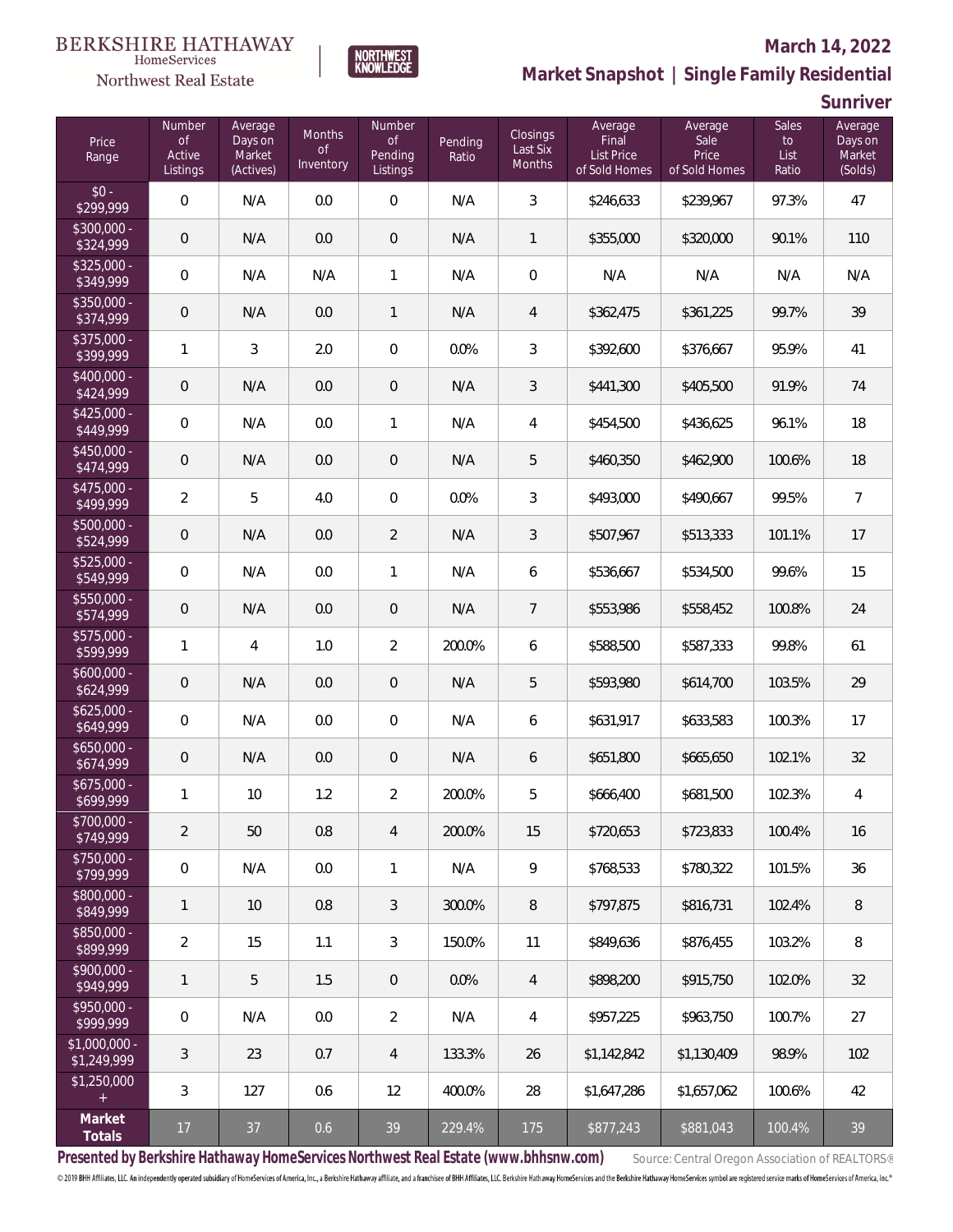BERKSHIRE HATHAWAY HomeServices Northwest Real Estate

NORTHWEST KNOWLEDGE

**March 14, 2022**

**Market Snapshot | Single Family Residential**

**Sunriver**

| Price Range | Number of Active Listings | Average Days on Market (Actives) | Months of Inventory | Number of Pending Listings | Pending Ratio | Closings Last Six Months | Average Final List Price of Sold Homes | Average Sale Price of Sold Homes | Sales to List Ratio | Average Days on Market (Solds) |
|---|---|---|---|---|---|---|---|---|---|---|
| $0 - $299,999 | 0 | N/A | 0.0 | 0 | N/A | 3 | $246,633 | $239,967 | 97.3% | 47 |
| $300,000 - $324,999 | 0 | N/A | 0.0 | 0 | N/A | 1 | $355,000 | $320,000 | 90.1% | 110 |
| $325,000 - $349,999 | 0 | N/A | N/A | 1 | N/A | 0 | N/A | N/A | N/A | N/A |
| $350,000 - $374,999 | 0 | N/A | 0.0 | 1 | N/A | 4 | $362,475 | $361,225 | 99.7% | 39 |
| $375,000 - $399,999 | 1 | 3 | 2.0 | 0 | 0.0% | 3 | $392,600 | $376,667 | 95.9% | 41 |
| $400,000 - $424,999 | 0 | N/A | 0.0 | 0 | N/A | 3 | $441,300 | $405,500 | 91.9% | 74 |
| $425,000 - $449,999 | 0 | N/A | 0.0 | 1 | N/A | 4 | $454,500 | $436,625 | 96.1% | 18 |
| $450,000 - $474,999 | 0 | N/A | 0.0 | 0 | N/A | 5 | $460,350 | $462,900 | 100.6% | 18 |
| $475,000 - $499,999 | 2 | 5 | 4.0 | 0 | 0.0% | 3 | $493,000 | $490,667 | 99.5% | 7 |
| $500,000 - $524,999 | 0 | N/A | 0.0 | 2 | N/A | 3 | $507,967 | $513,333 | 101.1% | 17 |
| $525,000 - $549,999 | 0 | N/A | 0.0 | 1 | N/A | 6 | $536,667 | $534,500 | 99.6% | 15 |
| $550,000 - $574,999 | 0 | N/A | 0.0 | 0 | N/A | 7 | $553,986 | $558,452 | 100.8% | 24 |
| $575,000 - $599,999 | 1 | 4 | 1.0 | 2 | 200.0% | 6 | $588,500 | $587,333 | 99.8% | 61 |
| $600,000 - $624,999 | 0 | N/A | 0.0 | 0 | N/A | 5 | $593,980 | $614,700 | 103.5% | 29 |
| $625,000 - $649,999 | 0 | N/A | 0.0 | 0 | N/A | 6 | $631,917 | $633,583 | 100.3% | 17 |
| $650,000 - $674,999 | 0 | N/A | 0.0 | 0 | N/A | 6 | $651,800 | $665,650 | 102.1% | 32 |
| $675,000 - $699,999 | 1 | 10 | 1.2 | 2 | 200.0% | 5 | $666,400 | $681,500 | 102.3% | 4 |
| $700,000 - $749,999 | 2 | 50 | 0.8 | 4 | 200.0% | 15 | $720,653 | $723,833 | 100.4% | 16 |
| $750,000 - $799,999 | 0 | N/A | 0.0 | 1 | N/A | 9 | $768,533 | $780,322 | 101.5% | 36 |
| $800,000 - $849,999 | 1 | 10 | 0.8 | 3 | 300.0% | 8 | $797,875 | $816,731 | 102.4% | 8 |
| $850,000 - $899,999 | 2 | 15 | 1.1 | 3 | 150.0% | 11 | $849,636 | $876,455 | 103.2% | 8 |
| $900,000 - $949,999 | 1 | 5 | 1.5 | 0 | 0.0% | 4 | $898,200 | $915,750 | 102.0% | 32 |
| $950,000 - $999,999 | 0 | N/A | 0.0 | 2 | N/A | 4 | $957,225 | $963,750 | 100.7% | 27 |
| $1,000,000 - $1,249,999 | 3 | 23 | 0.7 | 4 | 133.3% | 26 | $1,142,842 | $1,130,409 | 98.9% | 102 |
| $1,250,000 + | 3 | 127 | 0.6 | 12 | 400.0% | 28 | $1,647,286 | $1,657,062 | 100.6% | 42 |
| **Market Totals** | 17 | 37 | 0.6 | 39 | 229.4% | 175 | $877,243 | $881,043 | 100.4% | 39 |

**Presented by Berkshire Hathaway HomeServices Northwest Real Estate (www.bhhsnw.com)** Source: Central Oregon Association of REALTORS®

© 2019 BHH Affiliates, LLC. An independently operated subsidiary of HomeServices of America, Inc., a Berkshire Hathaway affiliate, and a franchisee of BHH Affiliates, LLC. Berkshire Hathaway HomeServices and the Berkshire Hathaway HomeServices symbol are registered service marks of HomeServices of America, Inc.®